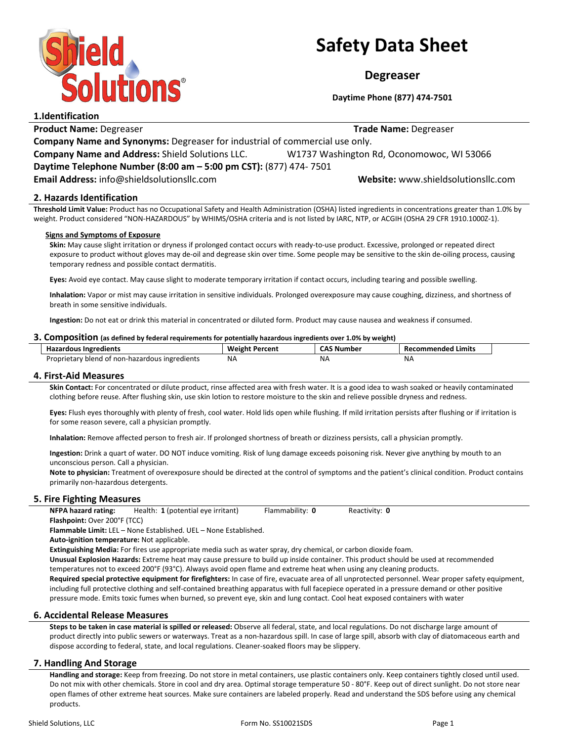# Safety Data Sheet

## Degreaser

**Daytime Phone (877) 474-7501**

## 1.Identification

**Product Name:** Degreaser **Trade Name:** Degreaser

**Company Name and Synonyms:** Degreaser for industrial of commercial use only.

**Company Name and Address:** Shield Solutions LLC. W1737 Washington Rd, Oconomowoc, WI 53066

**Daytime Telephone Number (8:00 am – 5:00 pm CST):** (877) 474- 7501

**Email Address:** info@shieldsolutionsllc.com **Website:** www.shieldsolutionsllc.com

## 2. Hazards Identification

**Threshold Limit Value:** Product has no Occupational Safety and Health Administration (OSHA) listed ingredients in concentrations greater than 1.0% by weight. Product considered "NON-HAZARDOUS" by WHIMS/OSHA criteria and is not listed by IARC, NTP, or ACGIH (OSHA 29 CFR 1910.1000Z-1).

**Signs and Symptoms of Exposure**

**Skin:** May cause slight irritation or dryness if prolonged contact occurs with ready-to-use product. Excessive, prolonged or repeated direct exposure to product without gloves may de-oil and degrease skin over time. Some people may be sensitive to the skin de-oiling process, causing temporary redness and possible contact dermatitis.

**Eyes:** Avoid eye contact. May cause slight to moderate temporary irritation if contact occurs, including tearing and possible swelling.

**Inhalation:** Vapor or mist may cause irritation in sensitive individuals. Prolonged overexposure may cause coughing, dizziness, and shortness of breath in some sensitive individuals.

**Ingestion:** Do not eat or drink this material in concentrated or diluted form. Product may cause nausea and weakness if consumed.

## 3. Composition (as defined by federal requirements for potentially hazardous ingredients over 1.0% by weight)

| Hazardous Ingredients | Weight Percent | CAS Number | Recommended Limits |
|---|---|---|---|
| Proprietary blend of non-hazardous ingredients | NA | NA | NA |

## 4. First-Aid Measures

**Skin Contact:** For concentrated or dilute product, rinse affected area with fresh water. It is a good idea to wash soaked or heavily contaminated clothing before reuse. After flushing skin, use skin lotion to restore moisture to the skin and relieve possible dryness and redness.

**Eyes:** Flush eyes thoroughly with plenty of fresh, cool water. Hold lids open while flushing. If mild irritation persists after flushing or if irritation is for some reason severe, call a physician promptly.

**Inhalation:** Remove affected person to fresh air. If prolonged shortness of breath or dizziness persists, call a physician promptly.

**Ingestion:** Drink a quart of water. DO NOT induce vomiting. Risk of lung damage exceeds poisoning risk. Never give anything by mouth to an unconscious person. Call a physician.

**Note to physician:** Treatment of overexposure should be directed at the control of symptoms and the patient's clinical condition. Product contains primarily non-hazardous detergents.

## 5. Fire Fighting Measures

**NFPA hazard rating:** Health: **1** (potential eye irritant) Flammability: **0** Reactivity: **0**

**Flashpoint:** Over 200°F (TCC)

**Flammable Limit:** LEL – None Established. UEL – None Established.

**Auto-ignition temperature:** Not applicable.

**Extinguishing Media:** For fires use appropriate media such as water spray, dry chemical, or carbon dioxide foam.

**Unusual Explosion Hazards:** Extreme heat may cause pressure to build up inside container. This product should be used at recommended temperatures not to exceed 200°F (93°C). Always avoid open flame and extreme heat when using any cleaning products.

**Required special protective equipment for firefighters:** In case of fire, evacuate area of all unprotected personnel. Wear proper safety equipment, including full protective clothing and self-contained breathing apparatus with full facepiece operated in a pressure demand or other positive pressure mode. Emits toxic fumes when burned, so prevent eye, skin and lung contact. Cool heat exposed containers with water

## 6. Accidental Release Measures

**Steps to be taken in case material is spilled or released:** Observe all federal, state, and local regulations. Do not discharge large amount of product directly into public sewers or waterways. Treat as a non-hazardous spill. In case of large spill, absorb with clay of diatomaceous earth and dispose according to federal, state, and local regulations. Cleaner-soaked floors may be slippery.

## 7. Handling And Storage

**Handling and storage:** Keep from freezing. Do not store in metal containers, use plastic containers only. Keep containers tightly closed until used. Do not mix with other chemicals. Store in cool and dry area. Optimal storage temperature 50 - 80°F. Keep out of direct sunlight. Do not store near open flames of other extreme heat sources. Make sure containers are labeled properly. Read and understand the SDS before using any chemical products.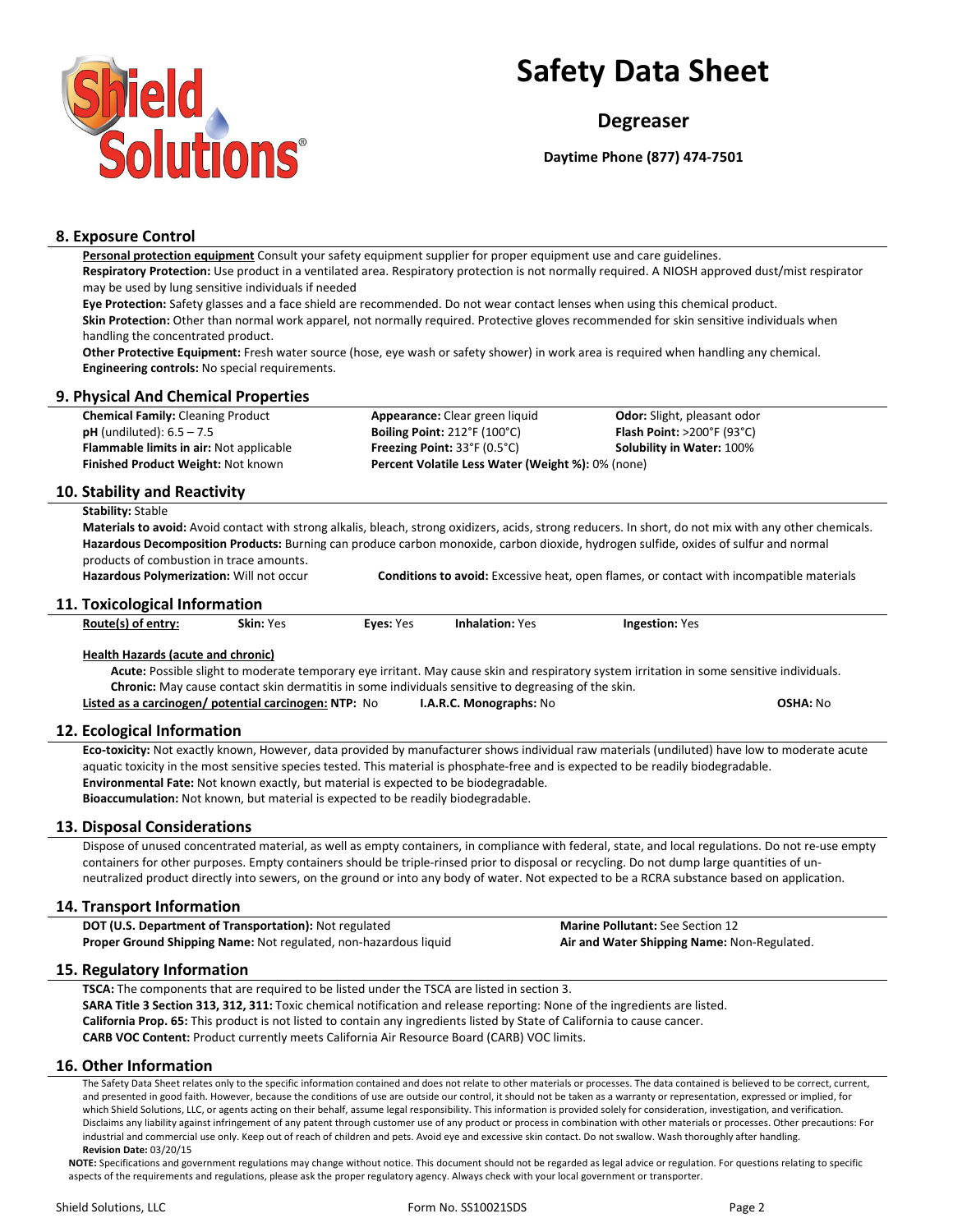# Safety Data Sheet

## Degreaser

**Daytime Phone (877) 474-7501**

## 8. Exposure Control

**Personal protection equipment** Consult your safety equipment supplier for proper equipment use and care guidelines.

**Respiratory Protection:** Use product in a ventilated area. Respiratory protection is not normally required. A NIOSH approved dust/mist respirator may be used by lung sensitive individuals if needed

**Eye Protection:** Safety glasses and a face shield are recommended. Do not wear contact lenses when using this chemical product.

**Skin Protection:** Other than normal work apparel, not normally required. Protective gloves recommended for skin sensitive individuals when handling the concentrated product.

**Other Protective Equipment:** Fresh water source (hose, eye wash or safety shower) in work area is required when handling any chemical.

**Engineering controls:** No special requirements.

## 9. Physical And Chemical Properties

| | | |
|---|---|---|
| **Chemical Family:** Cleaning Product | **Appearance:** Clear green liquid | **Odor:** Slight, pleasant odor |
| **pH** (undiluted): 6.5 – 7.5 | **Boiling Point:** 212°F (100°C) | **Flash Point:** >200°F (93°C) |
| **Flammable limits in air:** Not applicable | **Freezing Point:** 33°F (0.5°C) | **Solubility in Water:** 100% |
| **Finished Product Weight:** Not known | **Percent Volatile Less Water (Weight %):** 0% (none) | |

## 10. Stability and Reactivity

**Stability:** Stable

**Materials to avoid:** Avoid contact with strong alkalis, bleach, strong oxidizers, acids, strong reducers. In short, do not mix with any other chemicals.

**Hazardous Decomposition Products:** Burning can produce carbon monoxide, carbon dioxide, hydrogen sulfide, oxides of sulfur and normal products of combustion in trace amounts.

**Hazardous Polymerization:** Will not occur

**Conditions to avoid:** Excessive heat, open flames, or contact with incompatible materials

## 11. Toxicological Information

**Route(s) of entry:** **Skin:** Yes **Eyes:** Yes **Inhalation:** Yes **Ingestion:** Yes

**Health Hazards (acute and chronic)**

**Acute:** Possible slight to moderate temporary eye irritant. May cause skin and respiratory system irritation in some sensitive individuals.

**Chronic:** May cause contact skin dermatitis in some individuals sensitive to degreasing of the skin.

**Listed as a carcinogen/ potential carcinogen:** **NTP:** No **I.A.R.C. Monographs:** No **OSHA:** No

## 12. Ecological Information

**Eco-toxicity:** Not exactly known, However, data provided by manufacturer shows individual raw materials (undiluted) have low to moderate acute aquatic toxicity in the most sensitive species tested. This material is phosphate-free and is expected to be readily biodegradable.

**Environmental Fate:** Not known exactly, but material is expected to be biodegradable.

**Bioaccumulation:** Not known, but material is expected to be readily biodegradable.

## 13. Disposal Considerations

Dispose of unused concentrated material, as well as empty containers, in compliance with federal, state, and local regulations. Do not re-use empty containers for other purposes. Empty containers should be triple-rinsed prior to disposal or recycling. Do not dump large quantities of un-neutralized product directly into sewers, on the ground or into any body of water. Not expected to be a RCRA substance based on application.

## 14. Transport Information

**DOT (U.S. Department of Transportation):** Not regulated

**Proper Ground Shipping Name:** Not regulated, non-hazardous liquid

**Marine Pollutant:** See Section 12

**Air and Water Shipping Name:** Non-Regulated.

## 15. Regulatory Information

**TSCA:** The components that are required to be listed under the TSCA are listed in section 3.

**SARA Title 3 Section 313, 312, 311:** Toxic chemical notification and release reporting: None of the ingredients are listed.

**California Prop. 65:** This product is not listed to contain any ingredients listed by State of California to cause cancer.

**CARB VOC Content:** Product currently meets California Air Resource Board (CARB) VOC limits.

## 16. Other Information

The Safety Data Sheet relates only to the specific information contained and does not relate to other materials or processes. The data contained is believed to be correct, current, and presented in good faith. However, because the conditions of use are outside our control, it should not be taken as a warranty or representation, expressed or implied, for which Shield Solutions, LLC, or agents acting on their behalf, assume legal responsibility. This information is provided solely for consideration, investigation, and verification. Disclaims any liability against infringement of any patent through customer use of any product or process in combination with other materials or processes. Other precautions: For industrial and commercial use only. Keep out of reach of children and pets. Avoid eye and excessive skin contact. Do not swallow. Wash thoroughly after handling.

**Revision Date:** 03/20/15

**NOTE:** Specifications and government regulations may change without notice. This document should not be regarded as legal advice or regulation. For questions relating to specific aspects of the requirements and regulations, please ask the proper regulatory agency. Always check with your local government or transporter.

Shield Solutions, LLC Form No. SS10021SDS